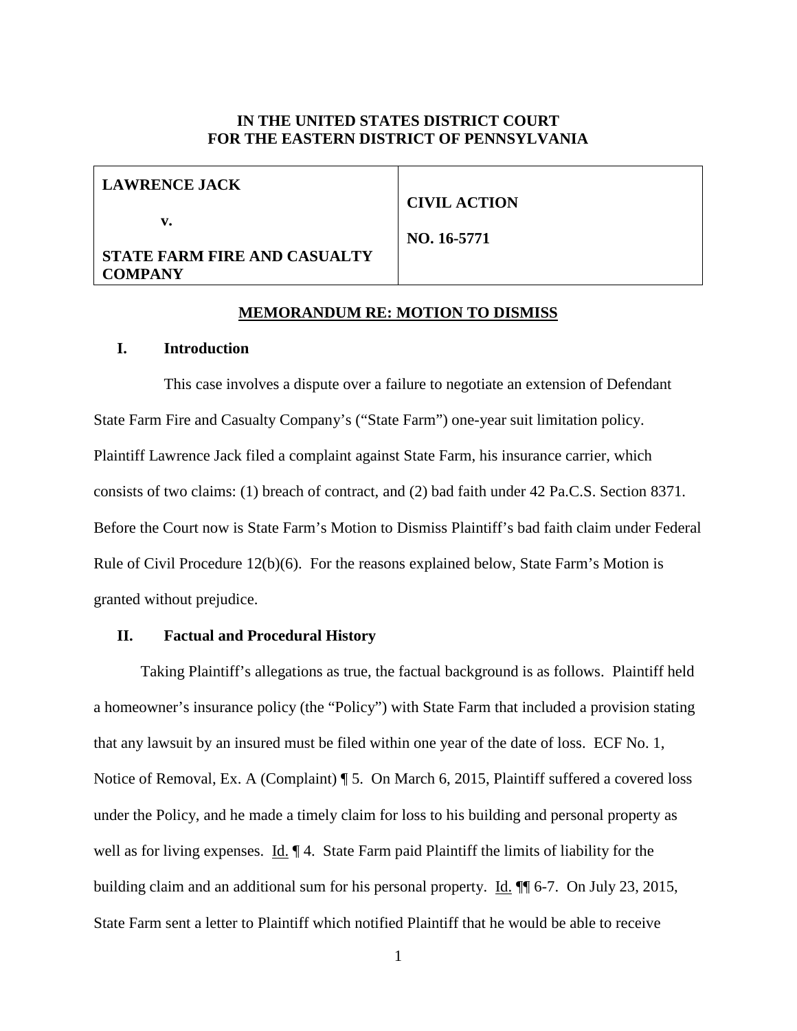**IN THE UNITED STATES DISTRICT COURT**
**FOR THE EASTERN DISTRICT OF PENNSYLVANIA**

| **LAWRENCE JACK**<br><br>**v.**<br><br>**STATE FARM FIRE AND CASUALTY COMPANY** | **CIVIL ACTION**<br><br>**NO. 16-5771** |
|---|---|

**MEMORANDUM RE: MOTION TO DISMISS**

## I. Introduction

This case involves a dispute over a failure to negotiate an extension of Defendant State Farm Fire and Casualty Company's ("State Farm") one-year suit limitation policy. Plaintiff Lawrence Jack filed a complaint against State Farm, his insurance carrier, which consists of two claims: (1) breach of contract, and (2) bad faith under 42 Pa.C.S. Section 8371. Before the Court now is State Farm's Motion to Dismiss Plaintiff's bad faith claim under Federal Rule of Civil Procedure 12(b)(6). For the reasons explained below, State Farm's Motion is granted without prejudice.

## II. Factual and Procedural History

Taking Plaintiff's allegations as true, the factual background is as follows. Plaintiff held a homeowner's insurance policy (the "Policy") with State Farm that included a provision stating that any lawsuit by an insured must be filed within one year of the date of loss. ECF No. 1, Notice of Removal, Ex. A (Complaint) ¶ 5. On March 6, 2015, Plaintiff suffered a covered loss under the Policy, and he made a timely claim for loss to his building and personal property as well as for living expenses. Id. ¶ 4. State Farm paid Plaintiff the limits of liability for the building claim and an additional sum for his personal property. Id. ¶¶ 6-7. On July 23, 2015, State Farm sent a letter to Plaintiff which notified Plaintiff that he would be able to receive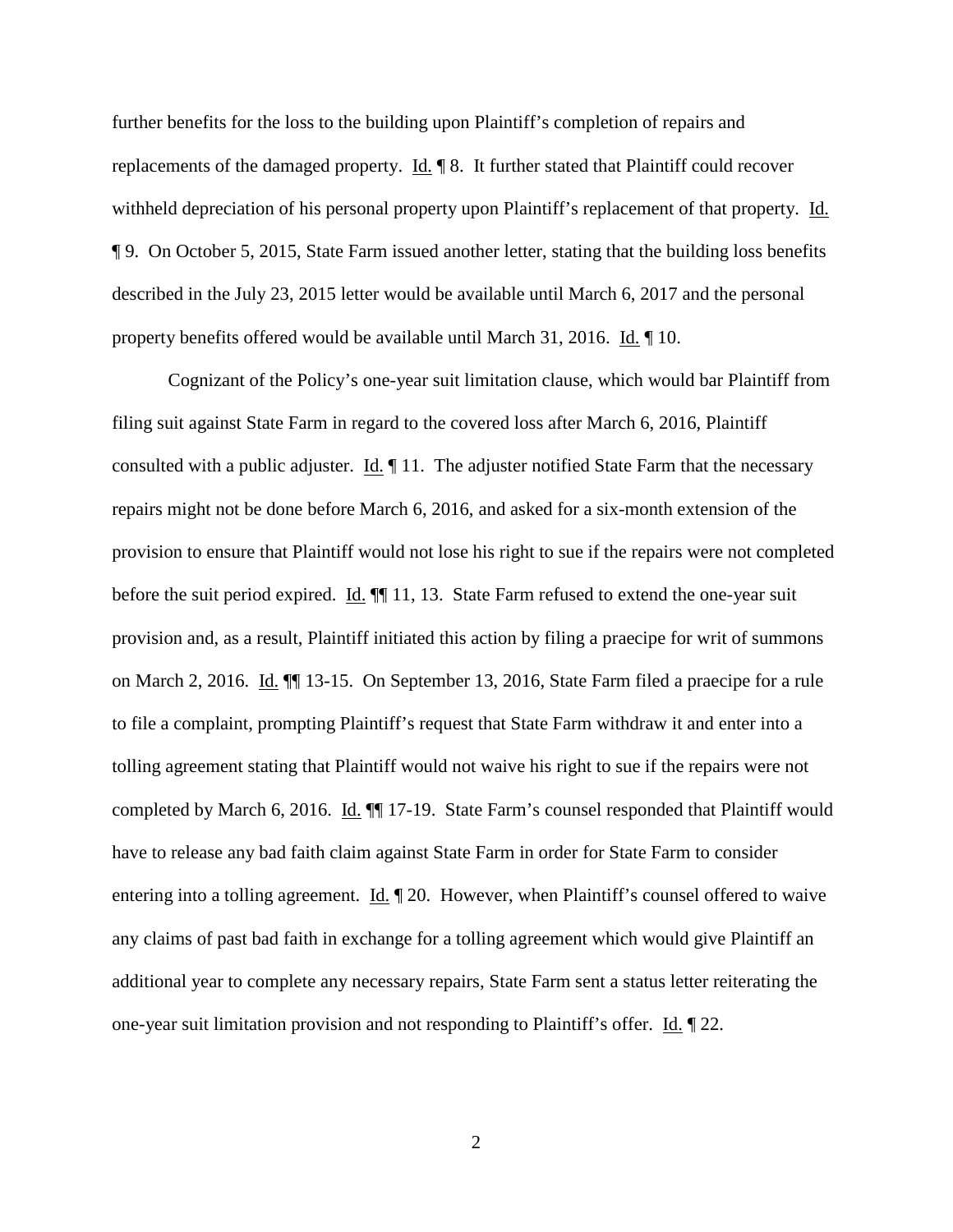further benefits for the loss to the building upon Plaintiff's completion of repairs and replacements of the damaged property. Id. ¶ 8. It further stated that Plaintiff could recover withheld depreciation of his personal property upon Plaintiff's replacement of that property. Id. ¶ 9. On October 5, 2015, State Farm issued another letter, stating that the building loss benefits described in the July 23, 2015 letter would be available until March 6, 2017 and the personal property benefits offered would be available until March 31, 2016. Id. ¶ 10.

Cognizant of the Policy's one-year suit limitation clause, which would bar Plaintiff from filing suit against State Farm in regard to the covered loss after March 6, 2016, Plaintiff consulted with a public adjuster. Id. ¶ 11. The adjuster notified State Farm that the necessary repairs might not be done before March 6, 2016, and asked for a six-month extension of the provision to ensure that Plaintiff would not lose his right to sue if the repairs were not completed before the suit period expired. Id. ¶¶ 11, 13. State Farm refused to extend the one-year suit provision and, as a result, Plaintiff initiated this action by filing a praecipe for writ of summons on March 2, 2016. Id. ¶¶ 13-15. On September 13, 2016, State Farm filed a praecipe for a rule to file a complaint, prompting Plaintiff's request that State Farm withdraw it and enter into a tolling agreement stating that Plaintiff would not waive his right to sue if the repairs were not completed by March 6, 2016. Id. ¶¶ 17-19. State Farm's counsel responded that Plaintiff would have to release any bad faith claim against State Farm in order for State Farm to consider entering into a tolling agreement. Id. ¶ 20. However, when Plaintiff's counsel offered to waive any claims of past bad faith in exchange for a tolling agreement which would give Plaintiff an additional year to complete any necessary repairs, State Farm sent a status letter reiterating the one-year suit limitation provision and not responding to Plaintiff's offer. Id. ¶ 22.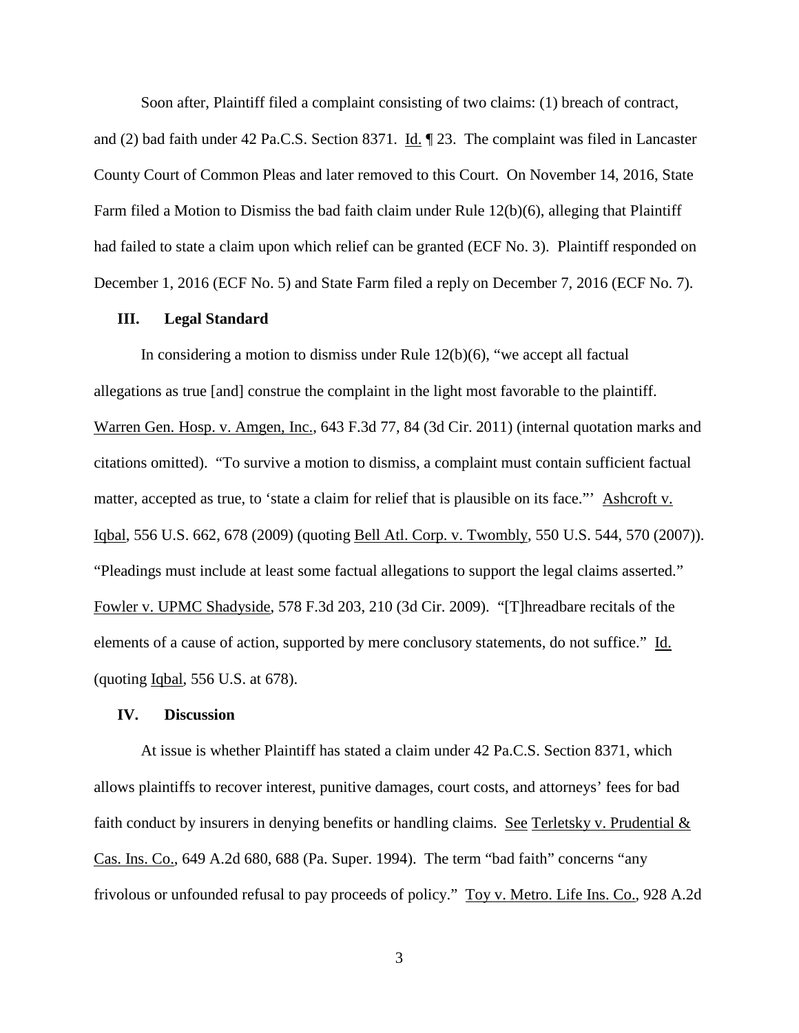Soon after, Plaintiff filed a complaint consisting of two claims: (1) breach of contract, and (2) bad faith under 42 Pa.C.S. Section 8371. Id. ¶ 23. The complaint was filed in Lancaster County Court of Common Pleas and later removed to this Court. On November 14, 2016, State Farm filed a Motion to Dismiss the bad faith claim under Rule 12(b)(6), alleging that Plaintiff had failed to state a claim upon which relief can be granted (ECF No. 3). Plaintiff responded on December 1, 2016 (ECF No. 5) and State Farm filed a reply on December 7, 2016 (ECF No. 7).

### III. Legal Standard

In considering a motion to dismiss under Rule 12(b)(6), "we accept all factual allegations as true [and] construe the complaint in the light most favorable to the plaintiff. Warren Gen. Hosp. v. Amgen, Inc., 643 F.3d 77, 84 (3d Cir. 2011) (internal quotation marks and citations omitted). "To survive a motion to dismiss, a complaint must contain sufficient factual matter, accepted as true, to 'state a claim for relief that is plausible on its face."' Ashcroft v. Iqbal, 556 U.S. 662, 678 (2009) (quoting Bell Atl. Corp. v. Twombly, 550 U.S. 544, 570 (2007)). "Pleadings must include at least some factual allegations to support the legal claims asserted." Fowler v. UPMC Shadyside, 578 F.3d 203, 210 (3d Cir. 2009). "[T]hreadbare recitals of the elements of a cause of action, supported by mere conclusory statements, do not suffice." Id. (quoting Iqbal, 556 U.S. at 678).

### IV. Discussion

At issue is whether Plaintiff has stated a claim under 42 Pa.C.S. Section 8371, which allows plaintiffs to recover interest, punitive damages, court costs, and attorneys' fees for bad faith conduct by insurers in denying benefits or handling claims. See Terletsky v. Prudential & Cas. Ins. Co., 649 A.2d 680, 688 (Pa. Super. 1994). The term "bad faith" concerns "any frivolous or unfounded refusal to pay proceeds of policy." Toy v. Metro. Life Ins. Co., 928 A.2d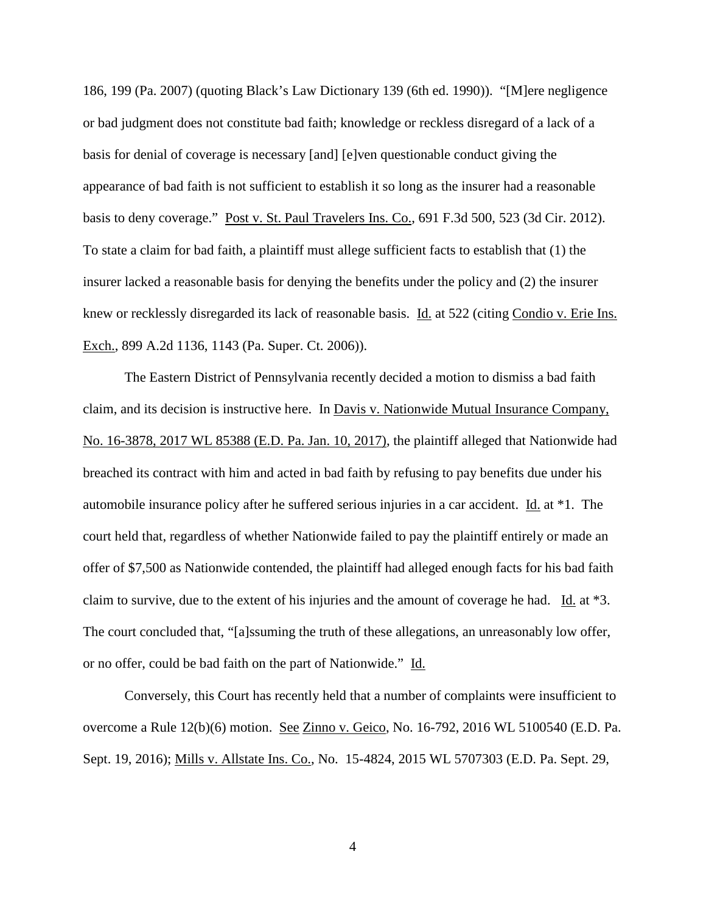186, 199 (Pa. 2007) (quoting Black's Law Dictionary 139 (6th ed. 1990)). "[M]ere negligence or bad judgment does not constitute bad faith; knowledge or reckless disregard of a lack of a basis for denial of coverage is necessary [and] [e]ven questionable conduct giving the appearance of bad faith is not sufficient to establish it so long as the insurer had a reasonable basis to deny coverage." Post v. St. Paul Travelers Ins. Co., 691 F.3d 500, 523 (3d Cir. 2012). To state a claim for bad faith, a plaintiff must allege sufficient facts to establish that (1) the insurer lacked a reasonable basis for denying the benefits under the policy and (2) the insurer knew or recklessly disregarded its lack of reasonable basis. Id. at 522 (citing Condio v. Erie Ins. Exch., 899 A.2d 1136, 1143 (Pa. Super. Ct. 2006)).

The Eastern District of Pennsylvania recently decided a motion to dismiss a bad faith claim, and its decision is instructive here. In Davis v. Nationwide Mutual Insurance Company, No. 16-3878, 2017 WL 85388 (E.D. Pa. Jan. 10, 2017), the plaintiff alleged that Nationwide had breached its contract with him and acted in bad faith by refusing to pay benefits due under his automobile insurance policy after he suffered serious injuries in a car accident. Id. at *1. The court held that, regardless of whether Nationwide failed to pay the plaintiff entirely or made an offer of $7,500 as Nationwide contended, the plaintiff had alleged enough facts for his bad faith claim to survive, due to the extent of his injuries and the amount of coverage he had. Id. at *3. The court concluded that, "[a]ssuming the truth of these allegations, an unreasonably low offer, or no offer, could be bad faith on the part of Nationwide." Id.

Conversely, this Court has recently held that a number of complaints were insufficient to overcome a Rule 12(b)(6) motion. See Zinno v. Geico, No. 16-792, 2016 WL 5100540 (E.D. Pa. Sept. 19, 2016); Mills v. Allstate Ins. Co., No. 15-4824, 2015 WL 5707303 (E.D. Pa. Sept. 29,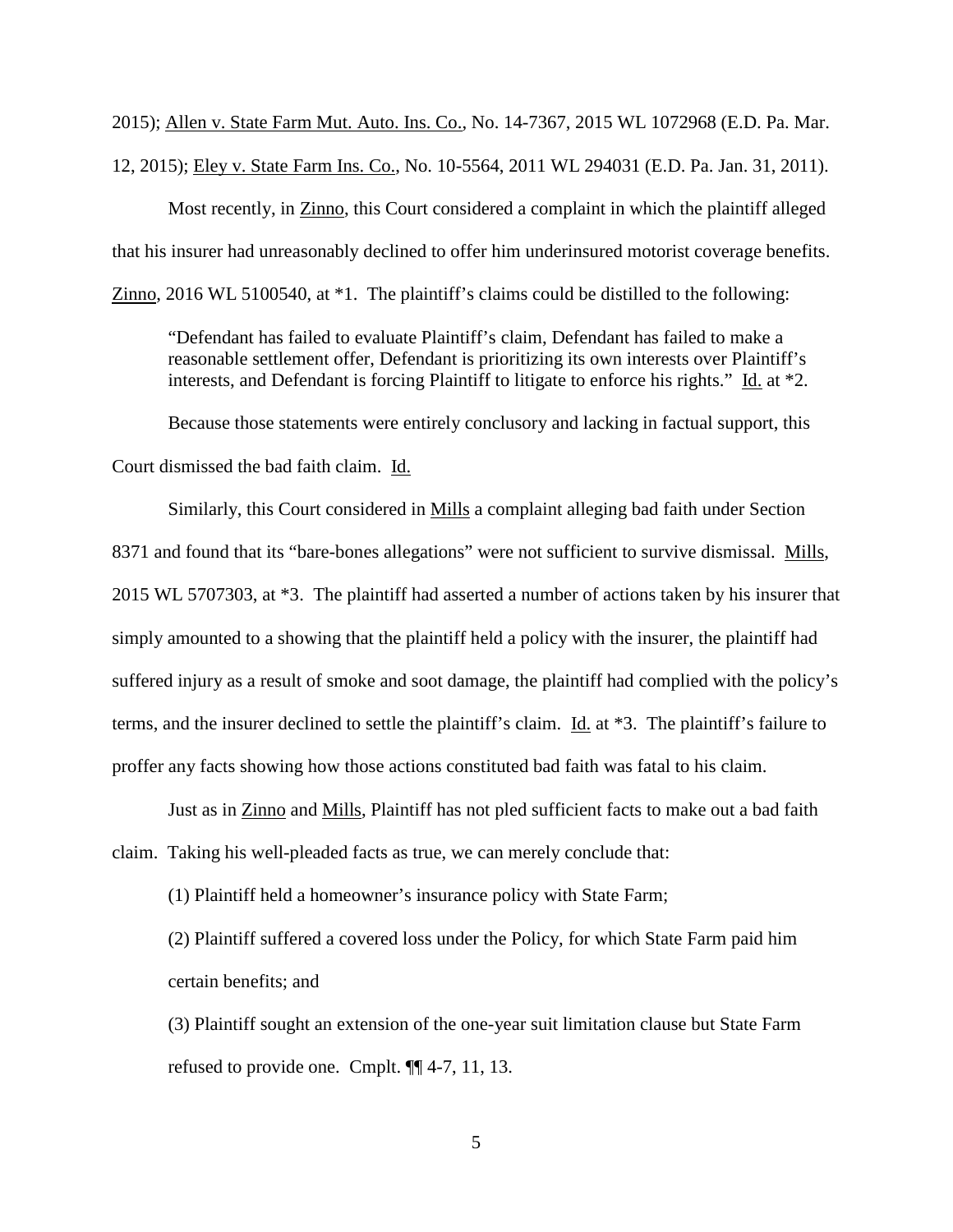2015); Allen v. State Farm Mut. Auto. Ins. Co., No. 14-7367, 2015 WL 1072968 (E.D. Pa. Mar. 12, 2015); Eley v. State Farm Ins. Co., No. 10-5564, 2011 WL 294031 (E.D. Pa. Jan. 31, 2011).

Most recently, in Zinno, this Court considered a complaint in which the plaintiff alleged that his insurer had unreasonably declined to offer him underinsured motorist coverage benefits. Zinno, 2016 WL 5100540, at *1. The plaintiff's claims could be distilled to the following:

> "Defendant has failed to evaluate Plaintiff's claim, Defendant has failed to make a reasonable settlement offer, Defendant is prioritizing its own interests over Plaintiff's interests, and Defendant is forcing Plaintiff to litigate to enforce his rights." Id. at *2.

Because those statements were entirely conclusory and lacking in factual support, this Court dismissed the bad faith claim. Id.

Similarly, this Court considered in Mills a complaint alleging bad faith under Section 8371 and found that its "bare-bones allegations" were not sufficient to survive dismissal. Mills, 2015 WL 5707303, at *3. The plaintiff had asserted a number of actions taken by his insurer that simply amounted to a showing that the plaintiff held a policy with the insurer, the plaintiff had suffered injury as a result of smoke and soot damage, the plaintiff had complied with the policy's terms, and the insurer declined to settle the plaintiff's claim. Id. at *3. The plaintiff's failure to proffer any facts showing how those actions constituted bad faith was fatal to his claim.

Just as in Zinno and Mills, Plaintiff has not pled sufficient facts to make out a bad faith claim. Taking his well-pleaded facts as true, we can merely conclude that:

(1) Plaintiff held a homeowner's insurance policy with State Farm;

(2) Plaintiff suffered a covered loss under the Policy, for which State Farm paid him certain benefits; and

(3) Plaintiff sought an extension of the one-year suit limitation clause but State Farm refused to provide one. Cmplt. ¶¶ 4-7, 11, 13.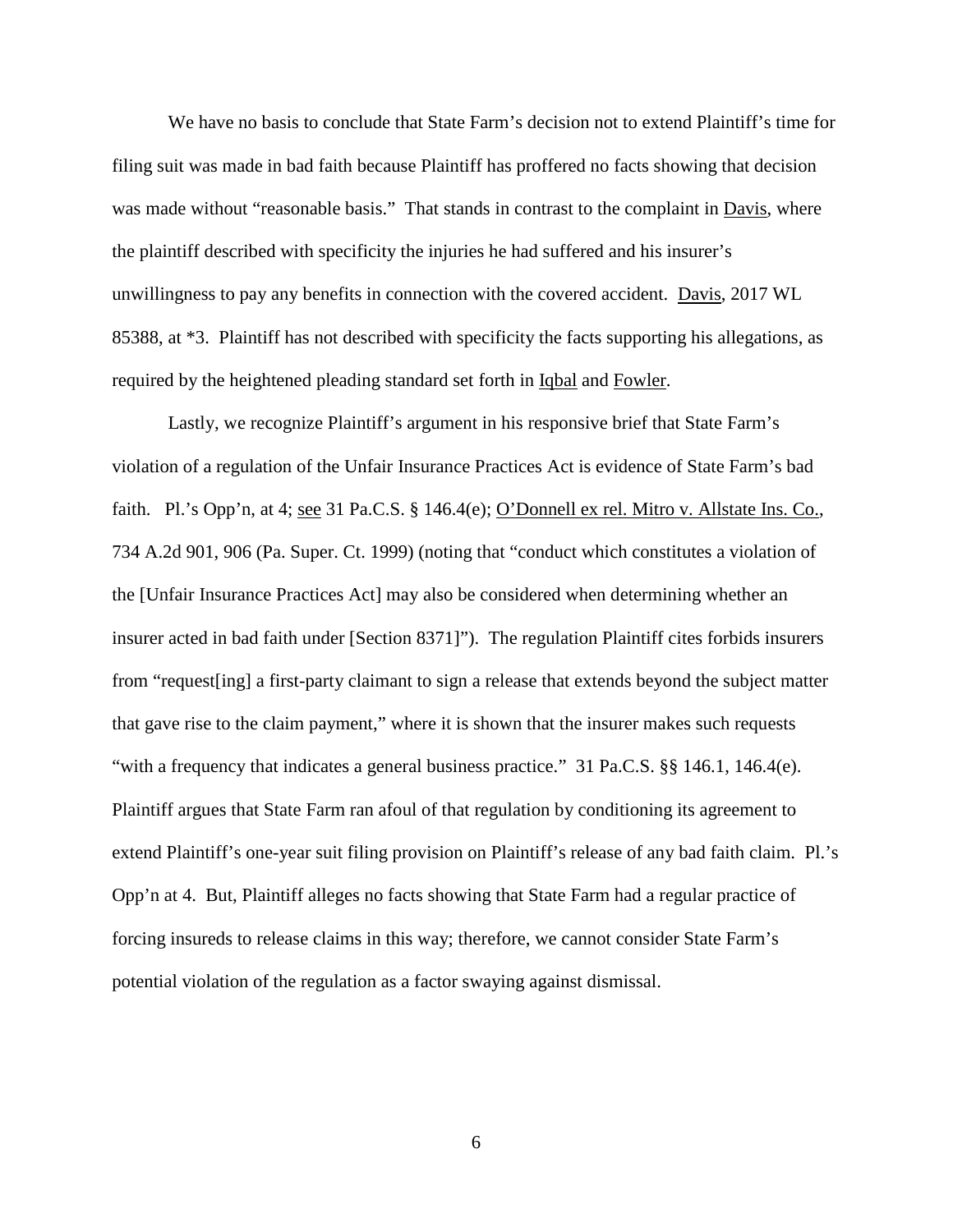We have no basis to conclude that State Farm's decision not to extend Plaintiff's time for filing suit was made in bad faith because Plaintiff has proffered no facts showing that decision was made without "reasonable basis." That stands in contrast to the complaint in Davis, where the plaintiff described with specificity the injuries he had suffered and his insurer's unwillingness to pay any benefits in connection with the covered accident. Davis, 2017 WL 85388, at *3. Plaintiff has not described with specificity the facts supporting his allegations, as required by the heightened pleading standard set forth in Iqbal and Fowler.

Lastly, we recognize Plaintiff's argument in his responsive brief that State Farm's violation of a regulation of the Unfair Insurance Practices Act is evidence of State Farm's bad faith. Pl.'s Opp'n, at 4; see 31 Pa.C.S. § 146.4(e); O'Donnell ex rel. Mitro v. Allstate Ins. Co., 734 A.2d 901, 906 (Pa. Super. Ct. 1999) (noting that "conduct which constitutes a violation of the [Unfair Insurance Practices Act] may also be considered when determining whether an insurer acted in bad faith under [Section 8371]"). The regulation Plaintiff cites forbids insurers from "request[ing] a first-party claimant to sign a release that extends beyond the subject matter that gave rise to the claim payment," where it is shown that the insurer makes such requests "with a frequency that indicates a general business practice." 31 Pa.C.S. §§ 146.1, 146.4(e). Plaintiff argues that State Farm ran afoul of that regulation by conditioning its agreement to extend Plaintiff's one-year suit filing provision on Plaintiff's release of any bad faith claim. Pl.'s Opp'n at 4. But, Plaintiff alleges no facts showing that State Farm had a regular practice of forcing insureds to release claims in this way; therefore, we cannot consider State Farm's potential violation of the regulation as a factor swaying against dismissal.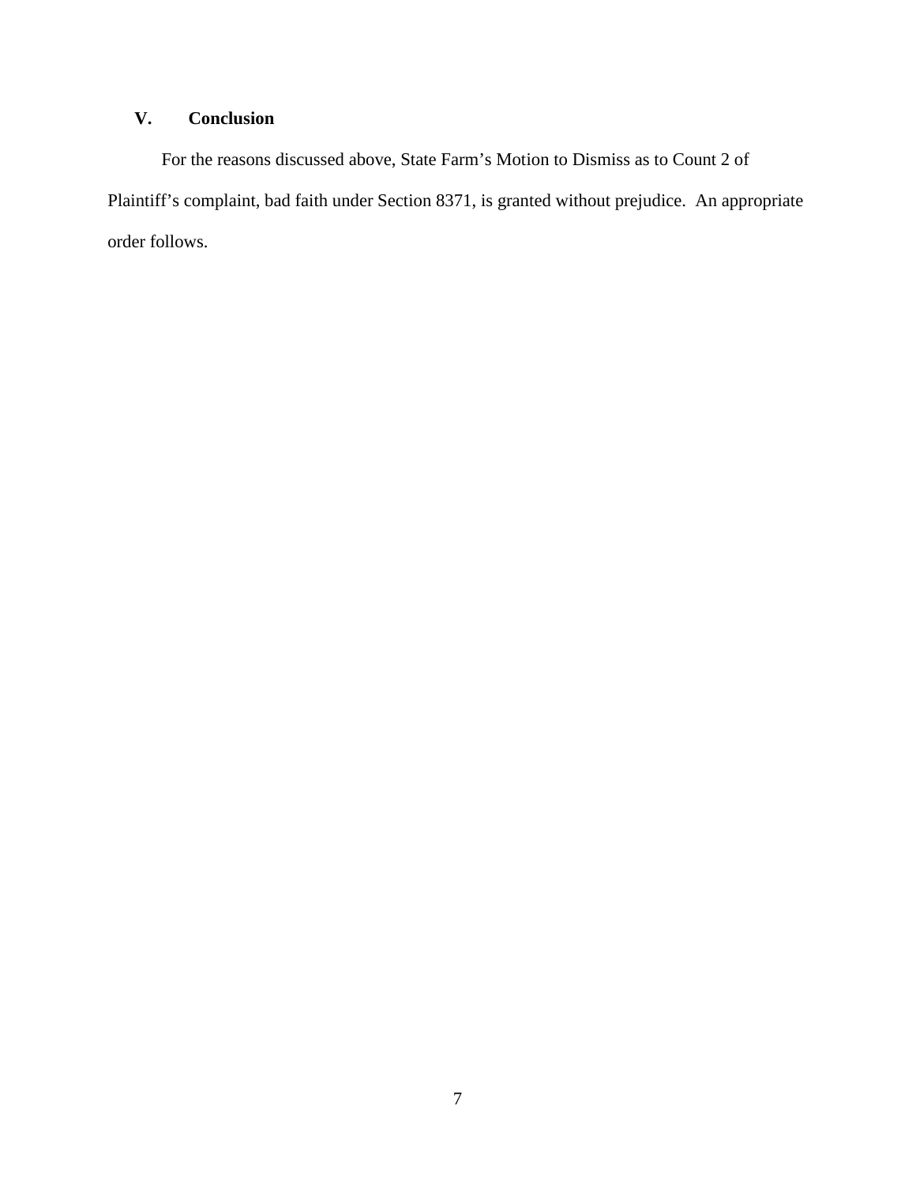## V. Conclusion

For the reasons discussed above, State Farm's Motion to Dismiss as to Count 2 of Plaintiff's complaint, bad faith under Section 8371, is granted without prejudice. An appropriate order follows.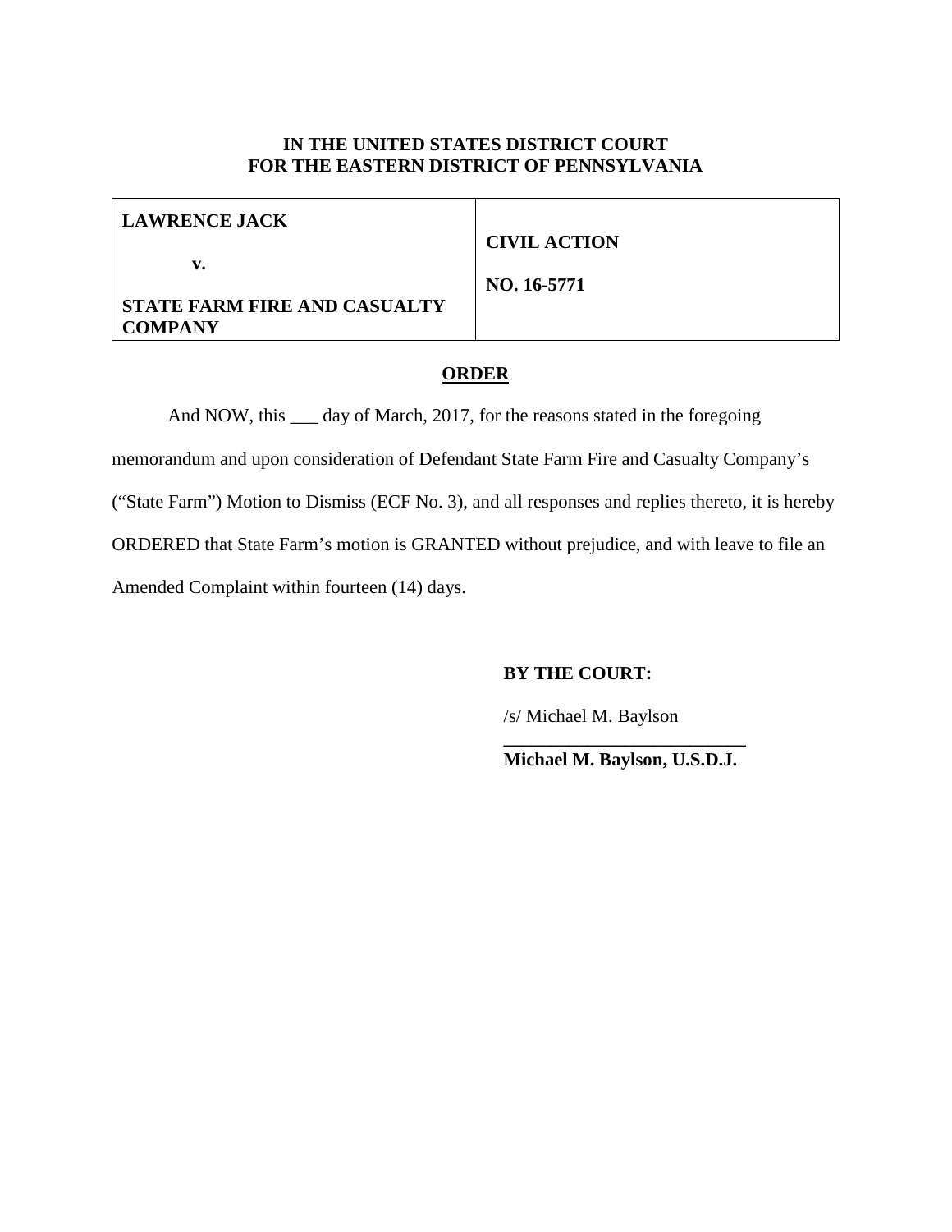**IN THE UNITED STATES DISTRICT COURT**
**FOR THE EASTERN DISTRICT OF PENNSYLVANIA**

| | |
|---|---|
| **LAWRENCE JACK**<br><br>**v.**<br><br>**STATE FARM FIRE AND CASUALTY COMPANY** | **CIVIL ACTION**<br><br>**NO. 16-5771** |

**ORDER**

And NOW, this ___ day of March, 2017, for the reasons stated in the foregoing memorandum and upon consideration of Defendant State Farm Fire and Casualty Company's ("State Farm") Motion to Dismiss (ECF No. 3), and all responses and replies thereto, it is hereby ORDERED that State Farm's motion is GRANTED without prejudice, and with leave to file an Amended Complaint within fourteen (14) days.

**BY THE COURT:**

/s/ Michael M. Baylson

**Michael M. Baylson, U.S.D.J.**